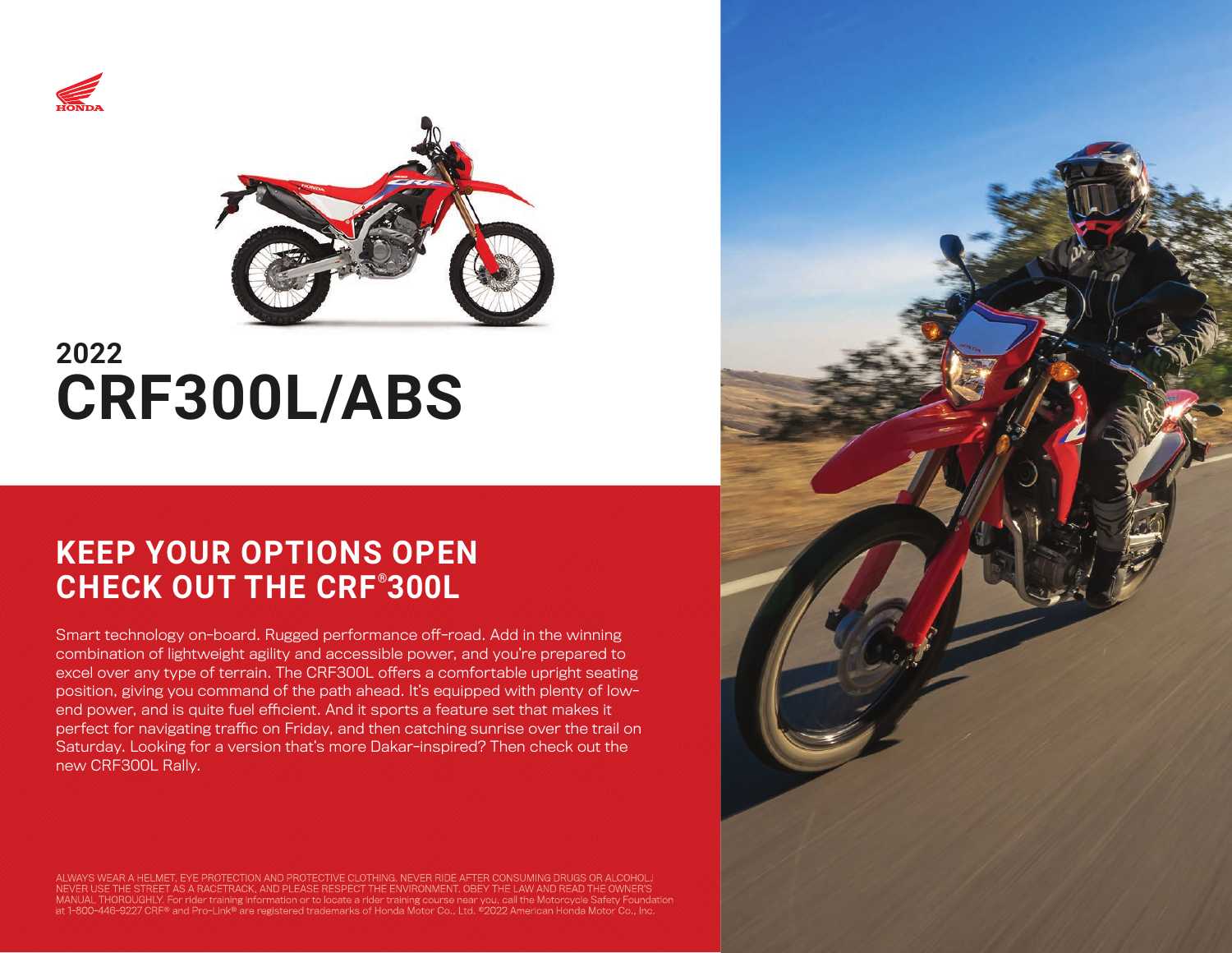# 2022 CRF300L/ABS

## KEEP YOUR OPTIONS OPEN CHECK OUT THE CRF® 300L

Smart technology on-board. Rugged performance off-road. Add in the winning combination of lightweight agility and accessible power, and you're prepared to excel over any type of terrain. The CRF300L offers a comfortable upright seating position, giving you command of the path ahead. It's equipped with plenty of low-end power, and is quite fuel efficient. And it sports a feature set that makes it perfect for navigating traffic on Friday, and then catching sunrise over the trail on Saturday. Looking for a version that's more Dakar-inspired? Then check out the new CRF300L Rally.

ALWAYS WEAR A HELMET, EYE PROTECTION AND PROTECTIVE CLOTHING. NEVER RIDE AFTER CONSUMING DRUGS OR ALCOHOL. NEVER USE THE STREET AS A RACETRACK, AND PLEASE RESPECT THE ENVIRONMENT. OBEY THE LAW AND READ THE OWNER'S MANUAL THOROUGHLY. For rider training information or to locate a rider training course near you, call the Motorcycle Safety Foundation at 1-800-446-9227 CRF® and Pro-Link® are registered trademarks of Honda Motor Co., Ltd. ©2022 American Honda Motor Co., Inc.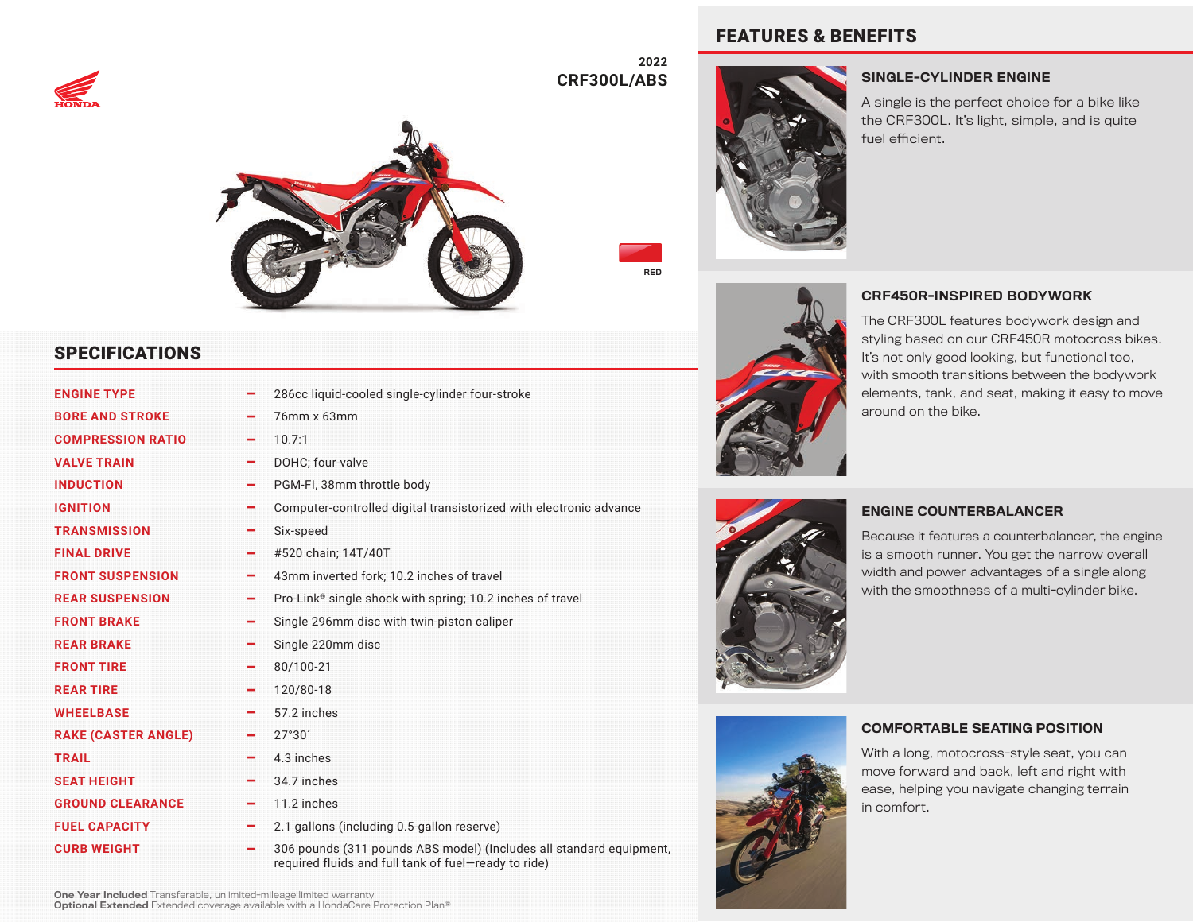2022
**CRF300L/ABS**

RED

## SPECIFICATIONS

| | |
|---|---|
| **ENGINE TYPE** | 286cc liquid-cooled single-cylinder four-stroke |
| **BORE AND STROKE** | 76mm x 63mm |
| **COMPRESSION RATIO** | 10.7:1 |
| **VALVE TRAIN** | DOHC; four-valve |
| **INDUCTION** | PGM-FI, 38mm throttle body |
| **IGNITION** | Computer-controlled digital transistorized with electronic advance |
| **TRANSMISSION** | Six-speed |
| **FINAL DRIVE** | #520 chain; 14T/40T |
| **FRONT SUSPENSION** | 43mm inverted fork; 10.2 inches of travel |
| **REAR SUSPENSION** | Pro-Link® single shock with spring; 10.2 inches of travel |
| **FRONT BRAKE** | Single 296mm disc with twin-piston caliper |
| **REAR BRAKE** | Single 220mm disc |
| **FRONT TIRE** | 80/100-21 |
| **REAR TIRE** | 120/80-18 |
| **WHEELBASE** | 57.2 inches |
| **RAKE (CASTER ANGLE)** | 27°30´ |
| **TRAIL** | 4.3 inches |
| **SEAT HEIGHT** | 34.7 inches |
| **GROUND CLEARANCE** | 11.2 inches |
| **FUEL CAPACITY** | 2.1 gallons (including 0.5-gallon reserve) |
| **CURB WEIGHT** | 306 pounds (311 pounds ABS model) (Includes all standard equipment, required fluids and full tank of fuel—ready to ride) |

**One Year Included** Transferable, unlimited-mileage limited warranty
**Optional Extended** Extended coverage available with a HondaCare Protection Plan®

## FEATURES & BENEFITS

### SINGLE-CYLINDER ENGINE

A single is the perfect choice for a bike like the CRF300L. It's light, simple, and is quite fuel efficient.

### CRF450R-INSPIRED BODYWORK

The CRF300L features bodywork design and styling based on our CRF450R motocross bikes. It's not only good looking, but functional too, with smooth transitions between the bodywork elements, tank, and seat, making it easy to move around on the bike.

### ENGINE COUNTERBALANCER

Because it features a counterbalancer, the engine is a smooth runner. You get the narrow overall width and power advantages of a single along with the smoothness of a multi-cylinder bike.

### COMFORTABLE SEATING POSITION

With a long, motocross-style seat, you can move forward and back, left and right with ease, helping you navigate changing terrain in comfort.